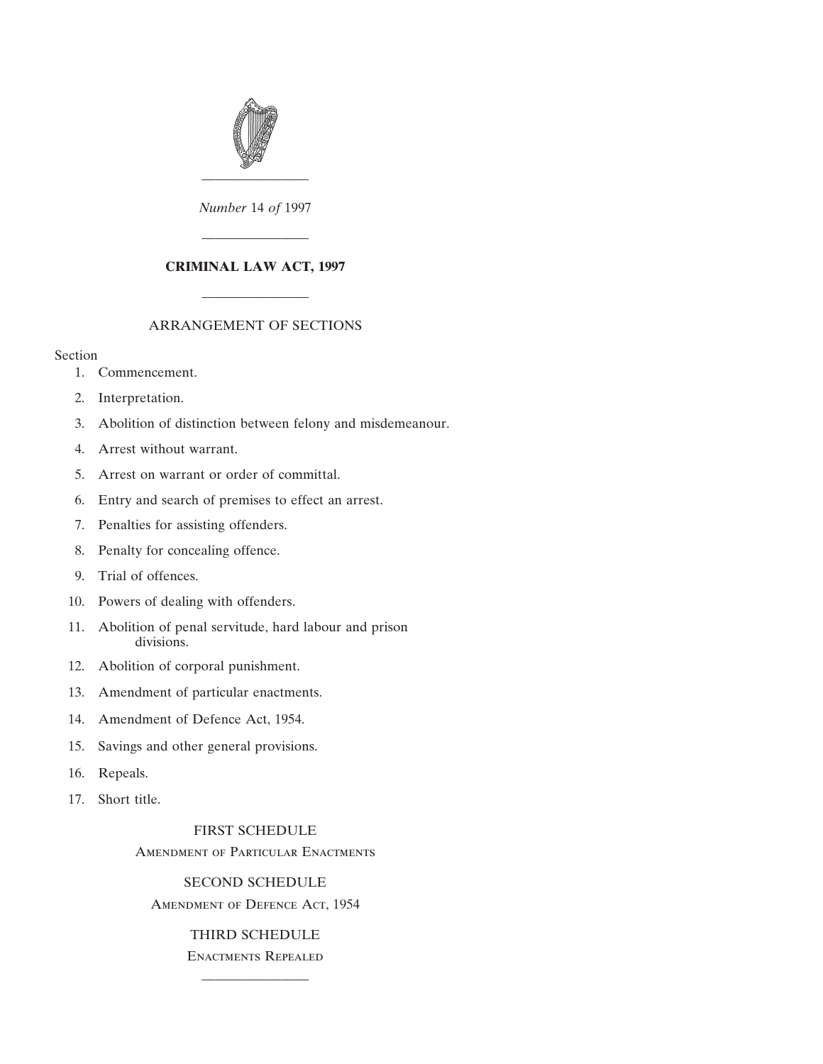*Number* 14 *of* 1997

---

# CRIMINAL LAW ACT, 1997

---

## ARRANGEMENT OF SECTIONS

Section

1. Commencement.
2. Interpretation.
3. Abolition of distinction between felony and misdemeanour.
4. Arrest without warrant.
5. Arrest on warrant or order of committal.
6. Entry and search of premises to effect an arrest.
7. Penalties for assisting offenders.
8. Penalty for concealing offence.
9. Trial of offences.
10. Powers of dealing with offenders.
11. Abolition of penal servitude, hard labour and prison divisions.
12. Abolition of corporal punishment.
13. Amendment of particular enactments.
14. Amendment of Defence Act, 1954.
15. Savings and other general provisions.
16. Repeals.
17. Short title.

FIRST SCHEDULE

Amendment of Particular Enactments

SECOND SCHEDULE

Amendment of Defence Act, 1954

THIRD SCHEDULE

Enactments Repealed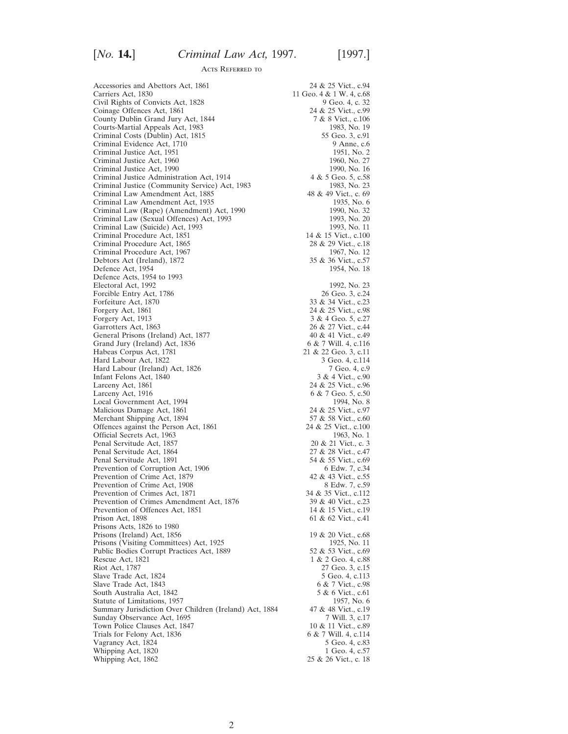## Acts Referred to

| | |
|---|---|
| Accessories and Abettors Act, 1861 | 24 & 25 Vict., c.94 |
| Carriers Act, 1830 | 11 Geo. 4 & 1 W. 4, c.68 |
| Civil Rights of Convicts Act, 1828 | 9 Geo. 4, c. 32 |
| Coinage Offences Act, 1861 | 24 & 25 Vict., c.99 |
| County Dublin Grand Jury Act, 1844 | 7 & 8 Vict., c.106 |
| Courts-Martial Appeals Act, 1983 | 1983, No. 19 |
| Criminal Costs (Dublin) Act, 1815 | 55 Geo. 3, c.91 |
| Criminal Evidence Act, 1710 | 9 Anne, c.6 |
| Criminal Justice Act, 1951 | 1951, No. 2 |
| Criminal Justice Act, 1960 | 1960, No. 27 |
| Criminal Justice Act, 1990 | 1990, No. 16 |
| Criminal Justice Administration Act, 1914 | 4 & 5 Geo. 5, c.58 |
| Criminal Justice (Community Service) Act, 1983 | 1983, No. 23 |
| Criminal Law Amendment Act, 1885 | 48 & 49 Vict., c. 69 |
| Criminal Law Amendment Act, 1935 | 1935, No. 6 |
| Criminal Law (Rape) (Amendment) Act, 1990 | 1990, No. 32 |
| Criminal Law (Sexual Offences) Act, 1993 | 1993, No. 20 |
| Criminal Law (Suicide) Act, 1993 | 1993, No. 11 |
| Criminal Procedure Act, 1851 | 14 & 15 Vict., c.100 |
| Criminal Procedure Act, 1865 | 28 & 29 Vict., c.18 |
| Criminal Procedure Act, 1967 | 1967, No. 12 |
| Debtors Act (Ireland), 1872 | 35 & 36 Vict., c.57 |
| Defence Act, 1954 | 1954, No. 18 |
| Defence Acts, 1954 to 1993 | |
| Electoral Act, 1992 | 1992, No. 23 |
| Forcible Entry Act, 1786 | 26 Geo. 3, c.24 |
| Forfeiture Act, 1870 | 33 & 34 Vict., c.23 |
| Forgery Act, 1861 | 24 & 25 Vict., c.98 |
| Forgery Act, 1913 | 3 & 4 Geo. 5, c.27 |
| Garrotters Act, 1863 | 26 & 27 Vict., c.44 |
| General Prisons (Ireland) Act, 1877 | 40 & 41 Vict., c.49 |
| Grand Jury (Ireland) Act, 1836 | 6 & 7 Will. 4, c.116 |
| Habeas Corpus Act, 1781 | 21 & 22 Geo. 3, c.11 |
| Hard Labour Act, 1822 | 3 Geo. 4, c.114 |
| Hard Labour (Ireland) Act, 1826 | 7 Geo. 4, c.9 |
| Infant Felons Act, 1840 | 3 & 4 Vict., c.90 |
| Larceny Act, 1861 | 24 & 25 Vict., c.96 |
| Larceny Act, 1916 | 6 & 7 Geo. 5, c.50 |
| Local Government Act, 1994 | 1994, No. 8 |
| Malicious Damage Act, 1861 | 24 & 25 Vict., c.97 |
| Merchant Shipping Act, 1894 | 57 & 58 Vict., c.60 |
| Offences against the Person Act, 1861 | 24 & 25 Vict., c.100 |
| Official Secrets Act, 1963 | 1963, No. 1 |
| Penal Servitude Act, 1857 | 20 & 21 Vict., c. 3 |
| Penal Servitude Act, 1864 | 27 & 28 Vict., c.47 |
| Penal Servitude Act, 1891 | 54 & 55 Vict., c.69 |
| Prevention of Corruption Act, 1906 | 6 Edw. 7, c.34 |
| Prevention of Crime Act, 1879 | 42 & 43 Vict., c.55 |
| Prevention of Crime Act, 1908 | 8 Edw. 7, c.59 |
| Prevention of Crimes Act, 1871 | 34 & 35 Vict., c.112 |
| Prevention of Crimes Amendment Act, 1876 | 39 & 40 Vict., c.23 |
| Prevention of Offences Act, 1851 | 14 & 15 Vict., c.19 |
| Prison Act, 1898 | 61 & 62 Vict., c.41 |
| Prisons Acts, 1826 to 1980 | |
| Prisons (Ireland) Act, 1856 | 19 & 20 Vict., c.68 |
| Prisons (Visiting Committees) Act, 1925 | 1925, No. 11 |
| Public Bodies Corrupt Practices Act, 1889 | 52 & 53 Vict., c.69 |
| Rescue Act, 1821 | 1 & 2 Geo. 4, c.88 |
| Riot Act, 1787 | 27 Geo. 3, c.15 |
| Slave Trade Act, 1824 | 5 Geo. 4, c.113 |
| Slave Trade Act, 1843 | 6 & 7 Vict., c.98 |
| South Australia Act, 1842 | 5 & 6 Vict., c.61 |
| Statute of Limitations, 1957 | 1957, No. 6 |
| Summary Jurisdiction Over Children (Ireland) Act, 1884 | 47 & 48 Vict., c.19 |
| Sunday Observance Act, 1695 | 7 Will. 3, c.17 |
| Town Police Clauses Act, 1847 | 10 & 11 Vict., c.89 |
| Trials for Felony Act, 1836 | 6 & 7 Will. 4, c.114 |
| Vagrancy Act, 1824 | 5 Geo. 4, c.83 |
| Whipping Act, 1820 | 1 Geo. 4, c.57 |
| Whipping Act, 1862 | 25 & 26 Vict., c. 18 |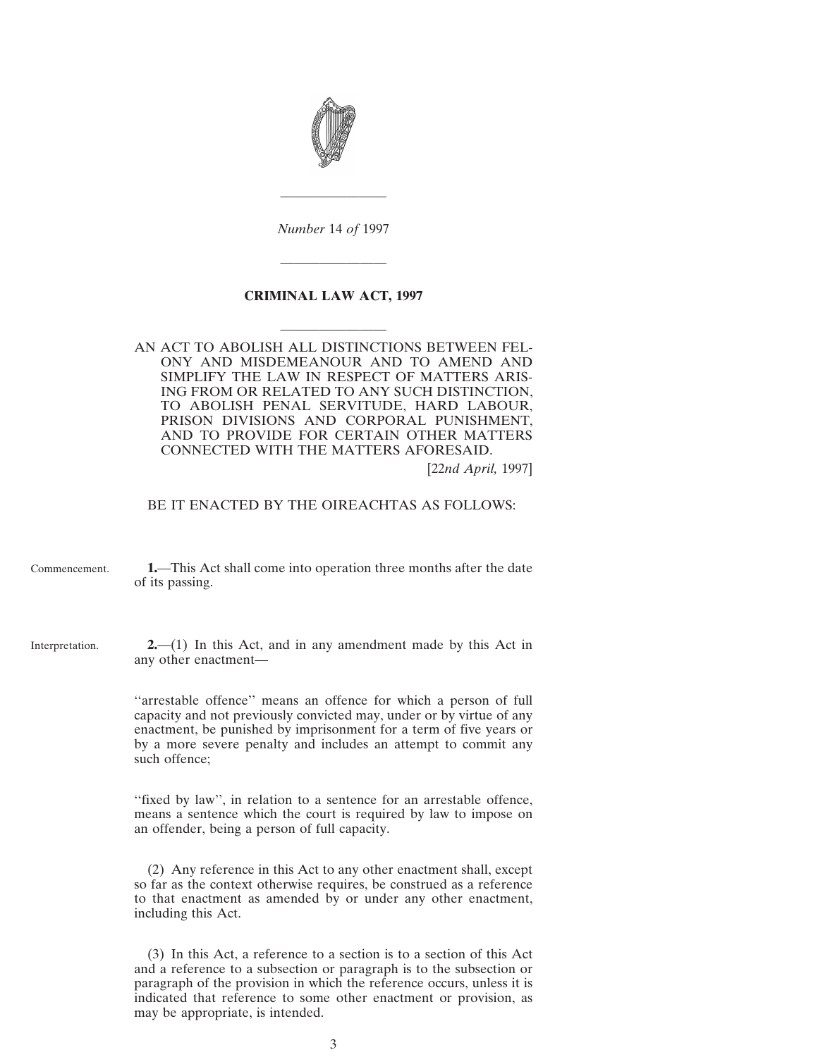*Number* 14 *of* 1997

# CRIMINAL LAW ACT, 1997

AN ACT TO ABOLISH ALL DISTINCTIONS BETWEEN FELONY AND MISDEMEANOUR AND TO AMEND AND SIMPLIFY THE LAW IN RESPECT OF MATTERS ARISING FROM OR RELATED TO ANY SUCH DISTINCTION, TO ABOLISH PENAL SERVITUDE, HARD LABOUR, PRISON DIVISIONS AND CORPORAL PUNISHMENT, AND TO PROVIDE FOR CERTAIN OTHER MATTERS CONNECTED WITH THE MATTERS AFORESAID.

[22*nd April,* 1997]

BE IT ENACTED BY THE OIREACHTAS AS FOLLOWS:

Commencement.

**1.**—This Act shall come into operation three months after the date of its passing.

Interpretation.

**2.**—(1) In this Act, and in any amendment made by this Act in any other enactment—

''arrestable offence'' means an offence for which a person of full capacity and not previously convicted may, under or by virtue of any enactment, be punished by imprisonment for a term of five years or by a more severe penalty and includes an attempt to commit any such offence;

''fixed by law'', in relation to a sentence for an arrestable offence, means a sentence which the court is required by law to impose on an offender, being a person of full capacity.

(2) Any reference in this Act to any other enactment shall, except so far as the context otherwise requires, be construed as a reference to that enactment as amended by or under any other enactment, including this Act.

(3) In this Act, a reference to a section is to a section of this Act and a reference to a subsection or paragraph is to the subsection or paragraph of the provision in which the reference occurs, unless it is indicated that reference to some other enactment or provision, as may be appropriate, is intended.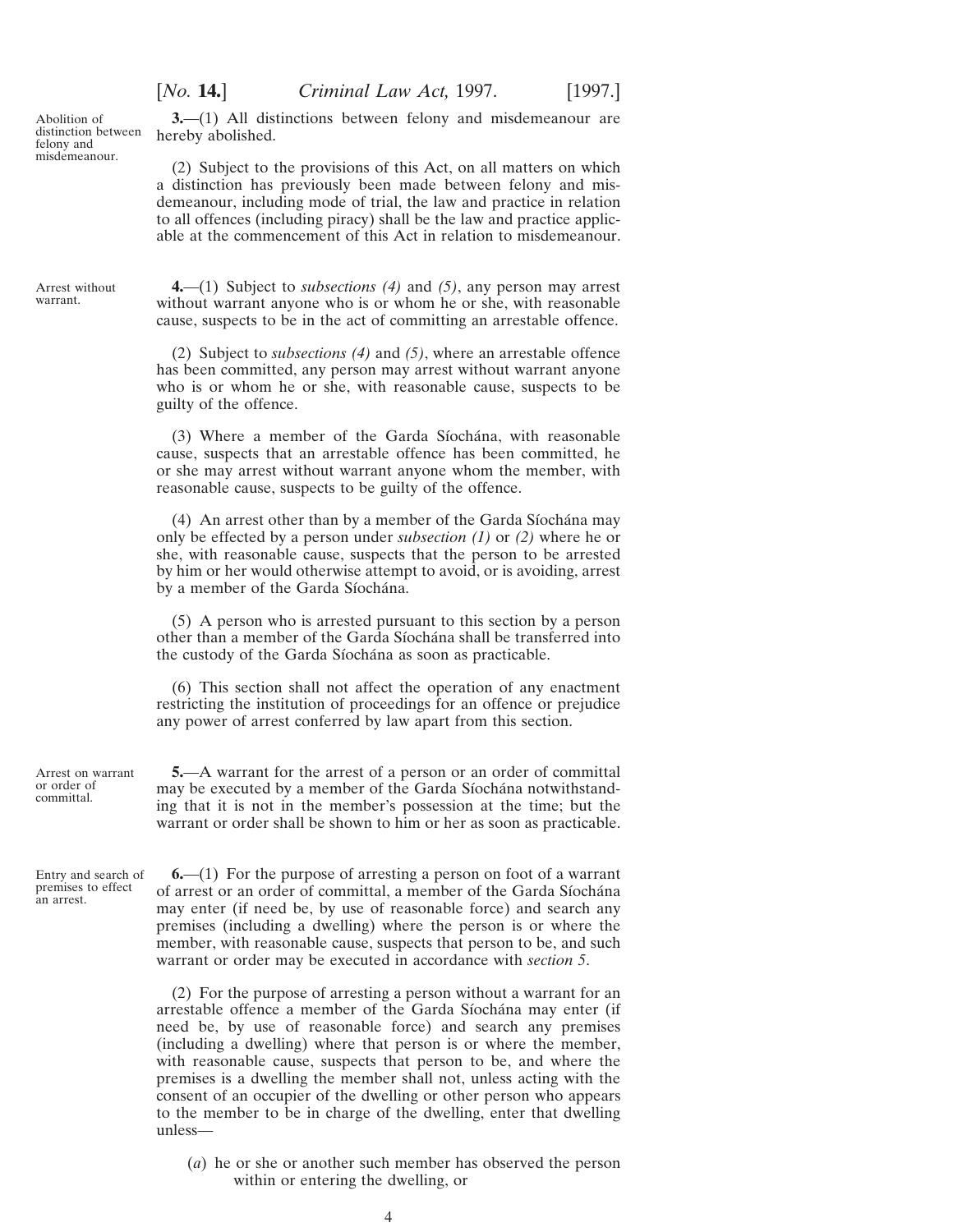Abolition of distinction between felony and misdemeanour.

**3.**—(1) All distinctions between felony and misdemeanour are hereby abolished.

(2) Subject to the provisions of this Act, on all matters on which a distinction has previously been made between felony and misdemeanour, including mode of trial, the law and practice in relation to all offences (including piracy) shall be the law and practice applicable at the commencement of this Act in relation to misdemeanour.

Arrest without warrant.

**4.**—(1) Subject to *subsections (4)* and *(5)*, any person may arrest without warrant anyone who is or whom he or she, with reasonable cause, suspects to be in the act of committing an arrestable offence.

(2) Subject to *subsections (4)* and *(5)*, where an arrestable offence has been committed, any person may arrest without warrant anyone who is or whom he or she, with reasonable cause, suspects to be guilty of the offence.

(3) Where a member of the Garda Síochána, with reasonable cause, suspects that an arrestable offence has been committed, he or she may arrest without warrant anyone whom the member, with reasonable cause, suspects to be guilty of the offence.

(4) An arrest other than by a member of the Garda Síochána may only be effected by a person under *subsection (1)* or *(2)* where he or she, with reasonable cause, suspects that the person to be arrested by him or her would otherwise attempt to avoid, or is avoiding, arrest by a member of the Garda Síochána.

(5) A person who is arrested pursuant to this section by a person other than a member of the Garda Síochána shall be transferred into the custody of the Garda Síochána as soon as practicable.

(6) This section shall not affect the operation of any enactment restricting the institution of proceedings for an offence or prejudice any power of arrest conferred by law apart from this section.

Arrest on warrant or order of committal.

**5.**—A warrant for the arrest of a person or an order of committal may be executed by a member of the Garda Síochána notwithstanding that it is not in the member's possession at the time; but the warrant or order shall be shown to him or her as soon as practicable.

Entry and search of premises to effect an arrest.

**6.**—(1) For the purpose of arresting a person on foot of a warrant of arrest or an order of committal, a member of the Garda Síochána may enter (if need be, by use of reasonable force) and search any premises (including a dwelling) where the person is or where the member, with reasonable cause, suspects that person to be, and such warrant or order may be executed in accordance with *section 5*.

(2) For the purpose of arresting a person without a warrant for an arrestable offence a member of the Garda Síochána may enter (if need be, by use of reasonable force) and search any premises (including a dwelling) where that person is or where the member, with reasonable cause, suspects that person to be, and where the premises is a dwelling the member shall not, unless acting with the consent of an occupier of the dwelling or other person who appears to the member to be in charge of the dwelling, enter that dwelling unless—

(*a*) he or she or another such member has observed the person within or entering the dwelling, or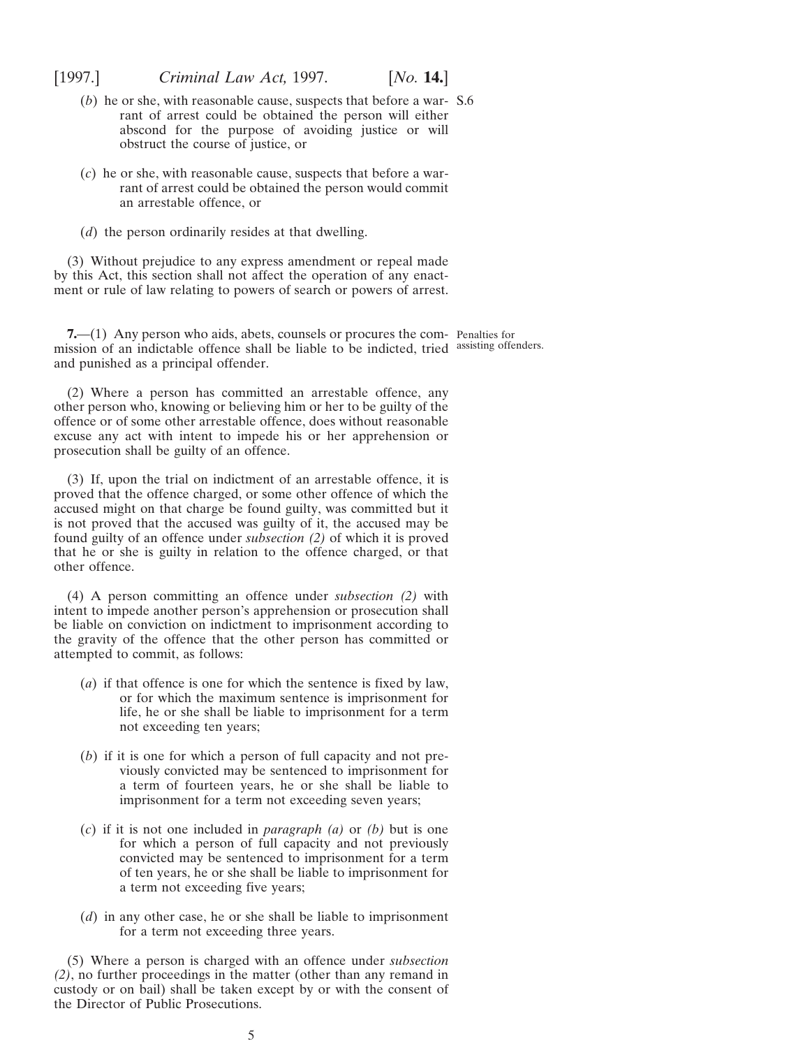(*b*) he or she, with reasonable cause, suspects that before a warrant of arrest could be obtained the person will either abscond for the purpose of avoiding justice or will obstruct the course of justice, or

(*c*) he or she, with reasonable cause, suspects that before a warrant of arrest could be obtained the person would commit an arrestable offence, or

(*d*) the person ordinarily resides at that dwelling.

(3) Without prejudice to any express amendment or repeal made by this Act, this section shall not affect the operation of any enactment or rule of law relating to powers of search or powers of arrest.

Penalties for assisting offenders.

**7.**—(1) Any person who aids, abets, counsels or procures the commission of an indictable offence shall be liable to be indicted, tried and punished as a principal offender.

(2) Where a person has committed an arrestable offence, any other person who, knowing or believing him or her to be guilty of the offence or of some other arrestable offence, does without reasonable excuse any act with intent to impede his or her apprehension or prosecution shall be guilty of an offence.

(3) If, upon the trial on indictment of an arrestable offence, it is proved that the offence charged, or some other offence of which the accused might on that charge be found guilty, was committed but it is not proved that the accused was guilty of it, the accused may be found guilty of an offence under *subsection (2)* of which it is proved that he or she is guilty in relation to the offence charged, or that other offence.

(4) A person committing an offence under *subsection (2)* with intent to impede another person's apprehension or prosecution shall be liable on conviction on indictment to imprisonment according to the gravity of the offence that the other person has committed or attempted to commit, as follows:

(*a*) if that offence is one for which the sentence is fixed by law, or for which the maximum sentence is imprisonment for life, he or she shall be liable to imprisonment for a term not exceeding ten years;

(*b*) if it is one for which a person of full capacity and not previously convicted may be sentenced to imprisonment for a term of fourteen years, he or she shall be liable to imprisonment for a term not exceeding seven years;

(*c*) if it is not one included in *paragraph (a)* or *(b)* but is one for which a person of full capacity and not previously convicted may be sentenced to imprisonment for a term of ten years, he or she shall be liable to imprisonment for a term not exceeding five years;

(*d*) in any other case, he or she shall be liable to imprisonment for a term not exceeding three years.

(5) Where a person is charged with an offence under *subsection (2)*, no further proceedings in the matter (other than any remand in custody or on bail) shall be taken except by or with the consent of the Director of Public Prosecutions.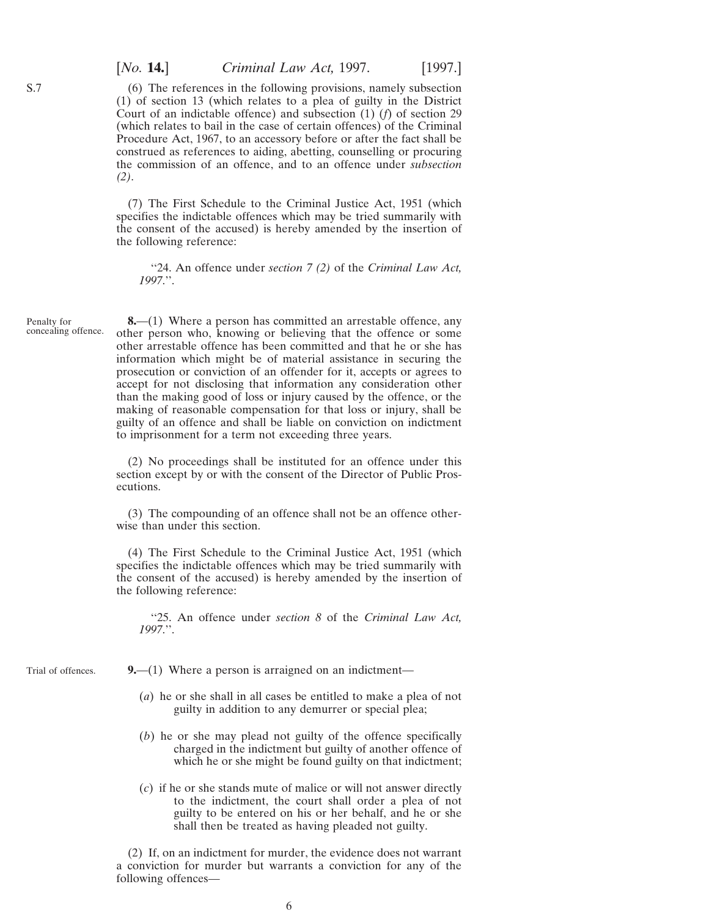(6) The references in the following provisions, namely subsection (1) of section 13 (which relates to a plea of guilty in the District Court of an indictable offence) and subsection (1) (*f*) of section 29 (which relates to bail in the case of certain offences) of the Criminal Procedure Act, 1967, to an accessory before or after the fact shall be construed as references to aiding, abetting, counselling or procuring the commission of an offence, and to an offence under *subsection (2)*.

(7) The First Schedule to the Criminal Justice Act, 1951 (which specifies the indictable offences which may be tried summarily with the consent of the accused) is hereby amended by the insertion of the following reference:

> "24. An offence under *section 7 (2)* of the *Criminal Law Act, 1997*.".

Penalty for concealing offence.

**8.**—(1) Where a person has committed an arrestable offence, any other person who, knowing or believing that the offence or some other arrestable offence has been committed and that he or she has information which might be of material assistance in securing the prosecution or conviction of an offender for it, accepts or agrees to accept for not disclosing that information any consideration other than the making good of loss or injury caused by the offence, or the making of reasonable compensation for that loss or injury, shall be guilty of an offence and shall be liable on conviction on indictment to imprisonment for a term not exceeding three years.

(2) No proceedings shall be instituted for an offence under this section except by or with the consent of the Director of Public Prosecutions.

(3) The compounding of an offence shall not be an offence otherwise than under this section.

(4) The First Schedule to the Criminal Justice Act, 1951 (which specifies the indictable offences which may be tried summarily with the consent of the accused) is hereby amended by the insertion of the following reference:

> "25. An offence under *section 8* of the *Criminal Law Act, 1997*.".

Trial of offences.

**9.**—(1) Where a person is arraigned on an indictment—

(*a*) he or she shall in all cases be entitled to make a plea of not guilty in addition to any demurrer or special plea;

(*b*) he or she may plead not guilty of the offence specifically charged in the indictment but guilty of another offence of which he or she might be found guilty on that indictment;

(*c*) if he or she stands mute of malice or will not answer directly to the indictment, the court shall order a plea of not guilty to be entered on his or her behalf, and he or she shall then be treated as having pleaded not guilty.

(2) If, on an indictment for murder, the evidence does not warrant a conviction for murder but warrants a conviction for any of the following offences—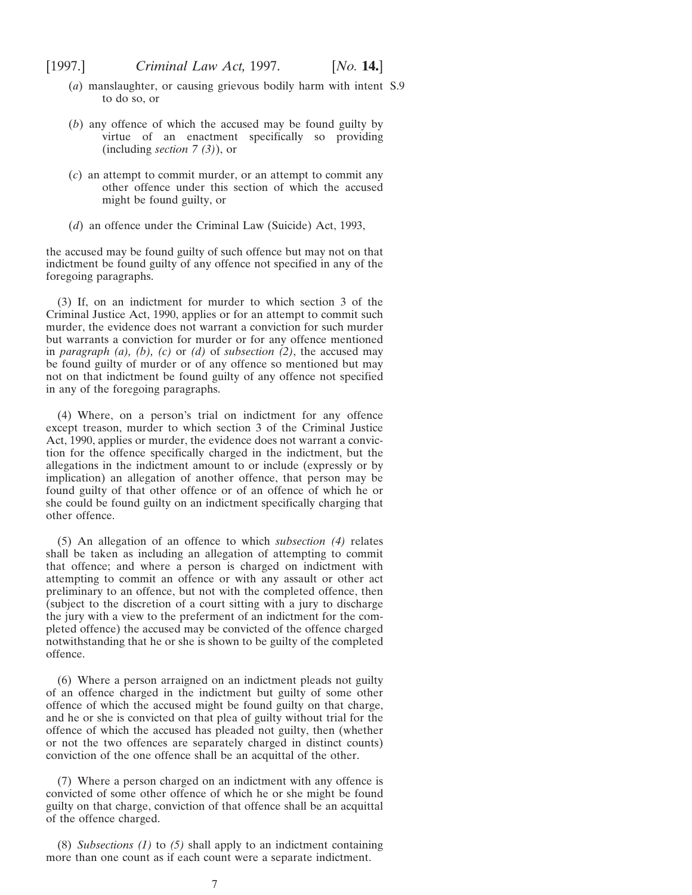(*a*) manslaughter, or causing grievous bodily harm with intent to do so, or

(*b*) any offence of which the accused may be found guilty by virtue of an enactment specifically so providing (including *section 7 (3)*), or

(*c*) an attempt to commit murder, or an attempt to commit any other offence under this section of which the accused might be found guilty, or

(*d*) an offence under the Criminal Law (Suicide) Act, 1993,

the accused may be found guilty of such offence but may not on that indictment be found guilty of any offence not specified in any of the foregoing paragraphs.

(3) If, on an indictment for murder to which section 3 of the Criminal Justice Act, 1990, applies or for an attempt to commit such murder, the evidence does not warrant a conviction for such murder but warrants a conviction for murder or for any offence mentioned in *paragraph (a), (b), (c)* or *(d)* of *subsection (2)*, the accused may be found guilty of murder or of any offence so mentioned but may not on that indictment be found guilty of any offence not specified in any of the foregoing paragraphs.

(4) Where, on a person's trial on indictment for any offence except treason, murder to which section 3 of the Criminal Justice Act, 1990, applies or murder, the evidence does not warrant a conviction for the offence specifically charged in the indictment, but the allegations in the indictment amount to or include (expressly or by implication) an allegation of another offence, that person may be found guilty of that other offence or of an offence of which he or she could be found guilty on an indictment specifically charging that other offence.

(5) An allegation of an offence to which *subsection (4)* relates shall be taken as including an allegation of attempting to commit that offence; and where a person is charged on indictment with attempting to commit an offence or with any assault or other act preliminary to an offence, but not with the completed offence, then (subject to the discretion of a court sitting with a jury to discharge the jury with a view to the preferment of an indictment for the completed offence) the accused may be convicted of the offence charged notwithstanding that he or she is shown to be guilty of the completed offence.

(6) Where a person arraigned on an indictment pleads not guilty of an offence charged in the indictment but guilty of some other offence of which the accused might be found guilty on that charge, and he or she is convicted on that plea of guilty without trial for the offence of which the accused has pleaded not guilty, then (whether or not the two offences are separately charged in distinct counts) conviction of the one offence shall be an acquittal of the other.

(7) Where a person charged on an indictment with any offence is convicted of some other offence of which he or she might be found guilty on that charge, conviction of that offence shall be an acquittal of the offence charged.

(8) *Subsections (1)* to *(5)* shall apply to an indictment containing more than one count as if each count were a separate indictment.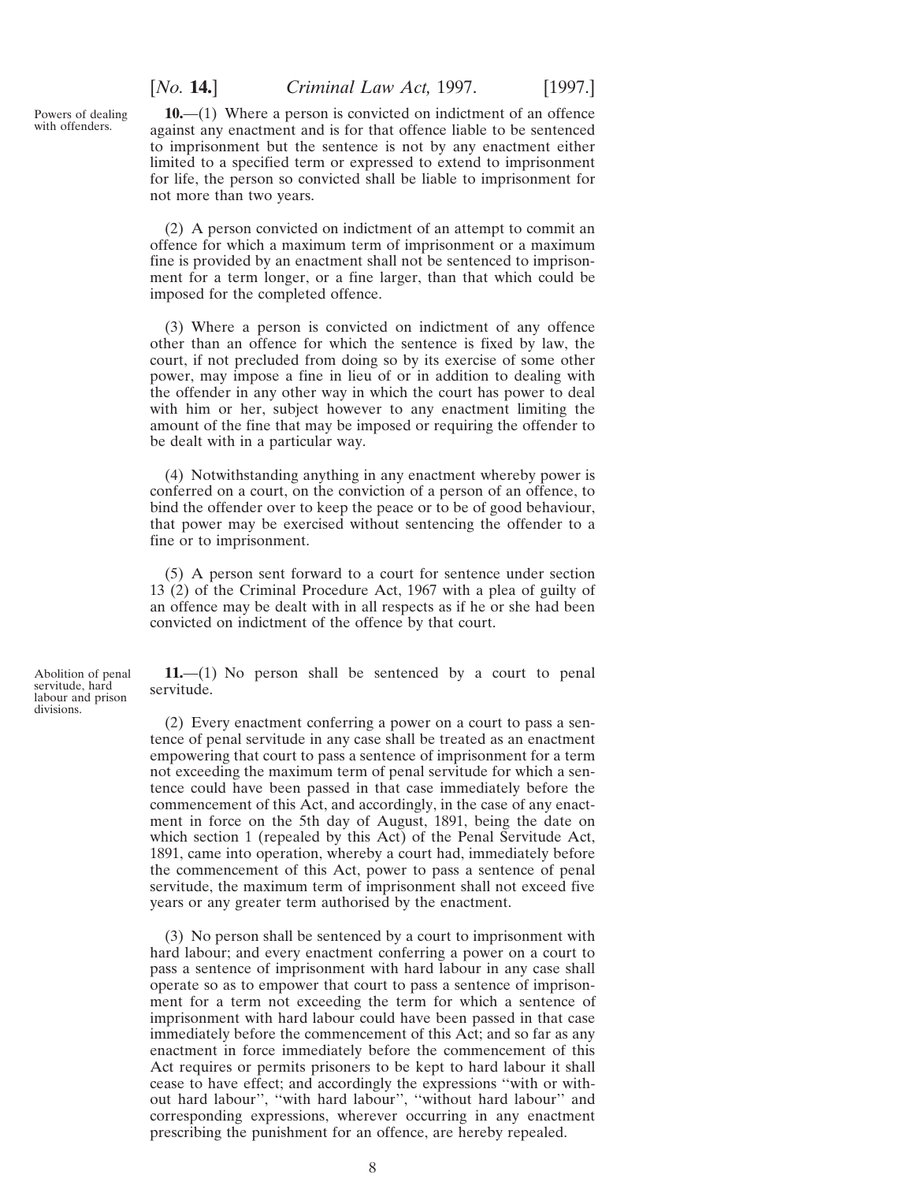Powers of dealing with offenders.

**10.**—(1) Where a person is convicted on indictment of an offence against any enactment and is for that offence liable to be sentenced to imprisonment but the sentence is not by any enactment either limited to a specified term or expressed to extend to imprisonment for life, the person so convicted shall be liable to imprisonment for not more than two years.

(2) A person convicted on indictment of an attempt to commit an offence for which a maximum term of imprisonment or a maximum fine is provided by an enactment shall not be sentenced to imprisonment for a term longer, or a fine larger, than that which could be imposed for the completed offence.

(3) Where a person is convicted on indictment of any offence other than an offence for which the sentence is fixed by law, the court, if not precluded from doing so by its exercise of some other power, may impose a fine in lieu of or in addition to dealing with the offender in any other way in which the court has power to deal with him or her, subject however to any enactment limiting the amount of the fine that may be imposed or requiring the offender to be dealt with in a particular way.

(4) Notwithstanding anything in any enactment whereby power is conferred on a court, on the conviction of a person of an offence, to bind the offender over to keep the peace or to be of good behaviour, that power may be exercised without sentencing the offender to a fine or to imprisonment.

(5) A person sent forward to a court for sentence under section 13 (2) of the Criminal Procedure Act, 1967 with a plea of guilty of an offence may be dealt with in all respects as if he or she had been convicted on indictment of the offence by that court.

Abolition of penal servitude, hard labour and prison divisions.

**11.**—(1) No person shall be sentenced by a court to penal servitude.

(2) Every enactment conferring a power on a court to pass a sentence of penal servitude in any case shall be treated as an enactment empowering that court to pass a sentence of imprisonment for a term not exceeding the maximum term of penal servitude for which a sentence could have been passed in that case immediately before the commencement of this Act, and accordingly, in the case of any enactment in force on the 5th day of August, 1891, being the date on which section 1 (repealed by this Act) of the Penal Servitude Act, 1891, came into operation, whereby a court had, immediately before the commencement of this Act, power to pass a sentence of penal servitude, the maximum term of imprisonment shall not exceed five years or any greater term authorised by the enactment.

(3) No person shall be sentenced by a court to imprisonment with hard labour; and every enactment conferring a power on a court to pass a sentence of imprisonment with hard labour in any case shall operate so as to empower that court to pass a sentence of imprisonment for a term not exceeding the term for which a sentence of imprisonment with hard labour could have been passed in that case immediately before the commencement of this Act; and so far as any enactment in force immediately before the commencement of this Act requires or permits prisoners to be kept to hard labour it shall cease to have effect; and accordingly the expressions "with or without hard labour", "with hard labour", "without hard labour" and corresponding expressions, wherever occurring in any enactment prescribing the punishment for an offence, are hereby repealed.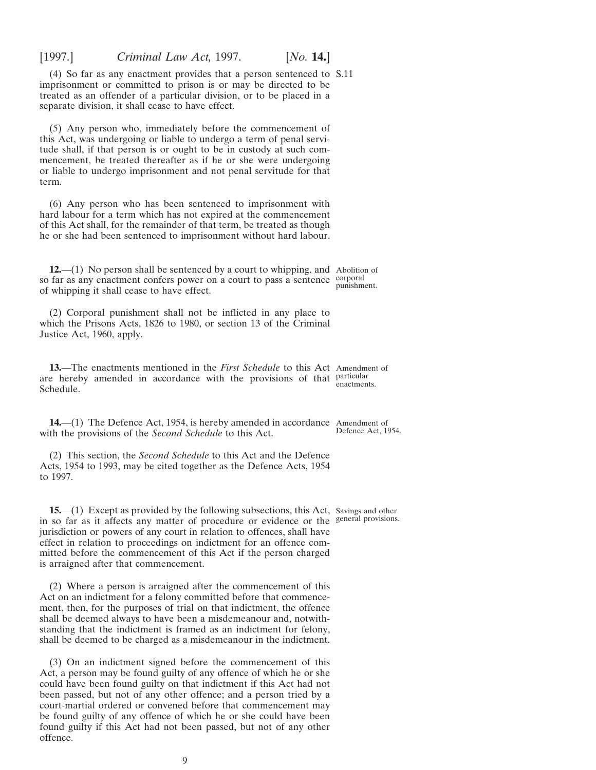(4) So far as any enactment provides that a person sentenced to imprisonment or committed to prison is or may be directed to be treated as an offender of a particular division, or to be placed in a separate division, it shall cease to have effect.

(5) Any person who, immediately before the commencement of this Act, was undergoing or liable to undergo a term of penal servitude shall, if that person is or ought to be in custody at such commencement, be treated thereafter as if he or she were undergoing or liable to undergo imprisonment and not penal servitude for that term.

(6) Any person who has been sentenced to imprisonment with hard labour for a term which has not expired at the commencement of this Act shall, for the remainder of that term, be treated as though he or she had been sentenced to imprisonment without hard labour.

**12.**—(1) No person shall be sentenced by a court to whipping, and so far as any enactment confers power on a court to pass a sentence of whipping it shall cease to have effect.

*Abolition of corporal punishment.*

(2) Corporal punishment shall not be inflicted in any place to which the Prisons Acts, 1826 to 1980, or section 13 of the Criminal Justice Act, 1960, apply.

**13.**—The enactments mentioned in the *First Schedule* to this Act are hereby amended in accordance with the provisions of that Schedule.

*Amendment of particular enactments.*

**14.**—(1) The Defence Act, 1954, is hereby amended in accordance with the provisions of the *Second Schedule* to this Act.

*Amendment of Defence Act, 1954.*

(2) This section, the *Second Schedule* to this Act and the Defence Acts, 1954 to 1993, may be cited together as the Defence Acts, 1954 to 1997.

**15.**—(1) Except as provided by the following subsections, this Act, in so far as it affects any matter of procedure or evidence or the jurisdiction or powers of any court in relation to offences, shall have effect in relation to proceedings on indictment for an offence committed before the commencement of this Act if the person charged is arraigned after that commencement.

*Savings and other general provisions.*

(2) Where a person is arraigned after the commencement of this Act on an indictment for a felony committed before that commencement, then, for the purposes of trial on that indictment, the offence shall be deemed always to have been a misdemeanour and, notwithstanding that the indictment is framed as an indictment for felony, shall be deemed to be charged as a misdemeanour in the indictment.

(3) On an indictment signed before the commencement of this Act, a person may be found guilty of any offence of which he or she could have been found guilty on that indictment if this Act had not been passed, but not of any other offence; and a person tried by a court-martial ordered or convened before that commencement may be found guilty of any offence of which he or she could have been found guilty if this Act had not been passed, but not of any other offence.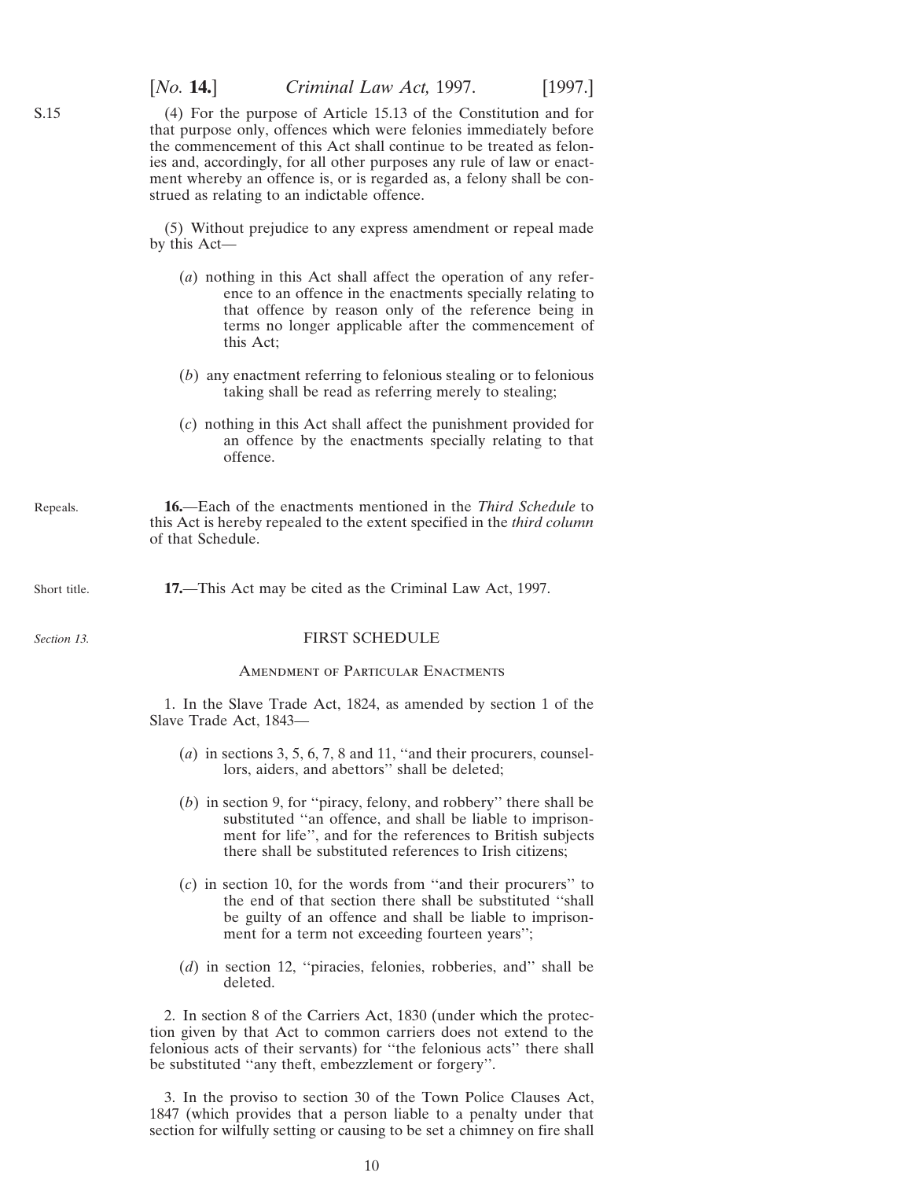S.15

(4) For the purpose of Article 15.13 of the Constitution and for that purpose only, offences which were felonies immediately before the commencement of this Act shall continue to be treated as felonies and, accordingly, for all other purposes any rule of law or enactment whereby an offence is, or is regarded as, a felony shall be construed as relating to an indictable offence.

(5) Without prejudice to any express amendment or repeal made by this Act—

(*a*) nothing in this Act shall affect the operation of any reference to an offence in the enactments specially relating to that offence by reason only of the reference being in terms no longer applicable after the commencement of this Act;

(*b*) any enactment referring to felonious stealing or to felonious taking shall be read as referring merely to stealing;

(*c*) nothing in this Act shall affect the punishment provided for an offence by the enactments specially relating to that offence.

Repeals.

**16.**—Each of the enactments mentioned in the *Third Schedule* to this Act is hereby repealed to the extent specified in the *third column* of that Schedule.

Short title.

**17.**—This Act may be cited as the Criminal Law Act, 1997.

*Section 13.*

## FIRST SCHEDULE

### Amendment of Particular Enactments

1. In the Slave Trade Act, 1824, as amended by section 1 of the Slave Trade Act, 1843—

(*a*) in sections 3, 5, 6, 7, 8 and 11, ''and their procurers, counsellors, aiders, and abettors'' shall be deleted;

(*b*) in section 9, for ''piracy, felony, and robbery'' there shall be substituted ''an offence, and shall be liable to imprisonment for life'', and for the references to British subjects there shall be substituted references to Irish citizens;

(*c*) in section 10, for the words from ''and their procurers'' to the end of that section there shall be substituted ''shall be guilty of an offence and shall be liable to imprisonment for a term not exceeding fourteen years'';

(*d*) in section 12, ''piracies, felonies, robberies, and'' shall be deleted.

2. In section 8 of the Carriers Act, 1830 (under which the protection given by that Act to common carriers does not extend to the felonious acts of their servants) for ''the felonious acts'' there shall be substituted ''any theft, embezzlement or forgery''.

3. In the proviso to section 30 of the Town Police Clauses Act, 1847 (which provides that a person liable to a penalty under that section for wilfully setting or causing to be set a chimney on fire shall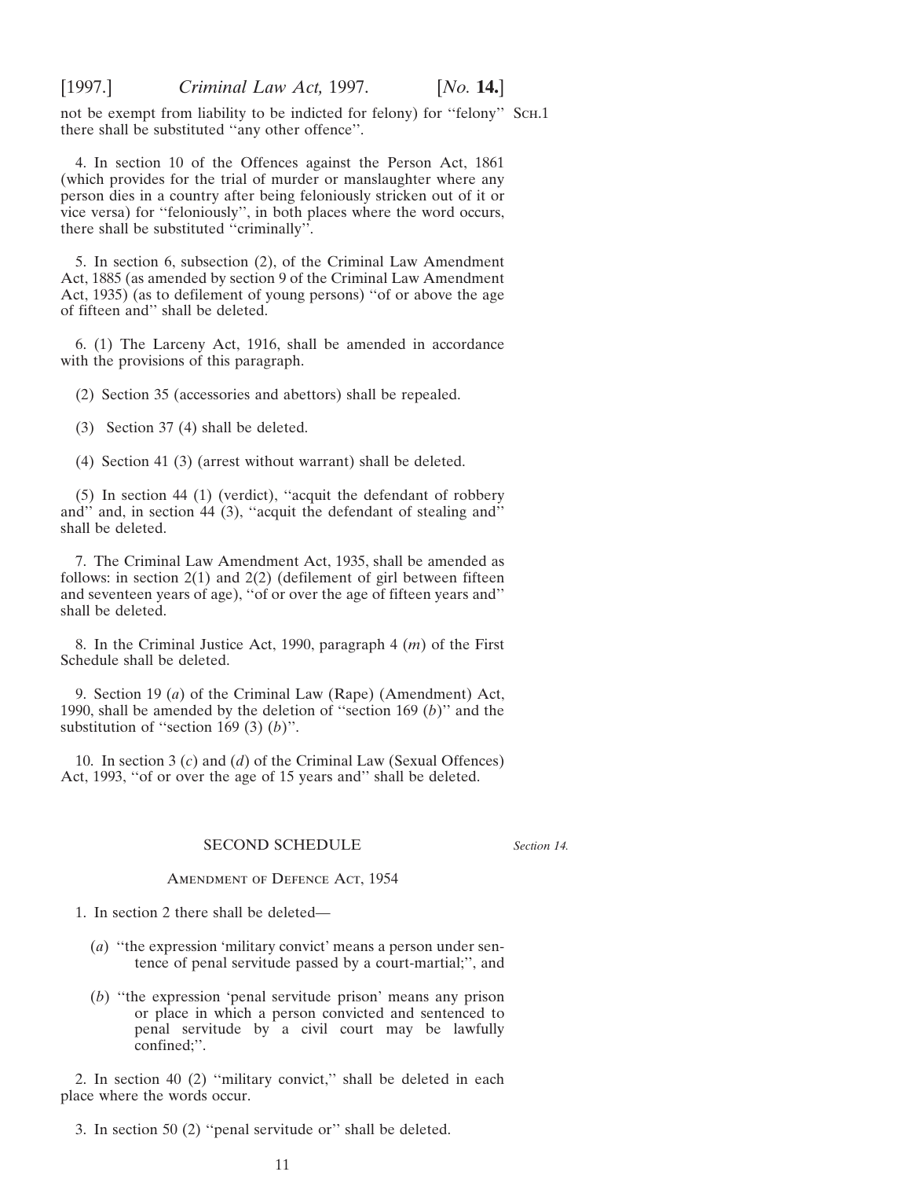not be exempt from liability to be indicted for felony) for ''felony'' there shall be substituted ''any other offence''.

SCH.1

4. In section 10 of the Offences against the Person Act, 1861 (which provides for the trial of murder or manslaughter where any person dies in a country after being feloniously stricken out of it or vice versa) for ''feloniously'', in both places where the word occurs, there shall be substituted ''criminally''.

5. In section 6, subsection (2), of the Criminal Law Amendment Act, 1885 (as amended by section 9 of the Criminal Law Amendment Act, 1935) (as to defilement of young persons) ''of or above the age of fifteen and'' shall be deleted.

6. (1) The Larceny Act, 1916, shall be amended in accordance with the provisions of this paragraph.

(2) Section 35 (accessories and abettors) shall be repealed.

(3) Section 37 (4) shall be deleted.

(4) Section 41 (3) (arrest without warrant) shall be deleted.

(5) In section 44 (1) (verdict), ''acquit the defendant of robbery and'' and, in section 44 (3), ''acquit the defendant of stealing and'' shall be deleted.

7. The Criminal Law Amendment Act, 1935, shall be amended as follows: in section 2(1) and 2(2) (defilement of girl between fifteen and seventeen years of age), ''of or over the age of fifteen years and'' shall be deleted.

8. In the Criminal Justice Act, 1990, paragraph 4 (*m*) of the First Schedule shall be deleted.

9. Section 19 (*a*) of the Criminal Law (Rape) (Amendment) Act, 1990, shall be amended by the deletion of ''section 169 (*b*)'' and the substitution of ''section 169 (3) (*b*)''.

10. In section 3 (*c*) and (*d*) of the Criminal Law (Sexual Offences) Act, 1993, ''of or over the age of 15 years and'' shall be deleted.

## SECOND SCHEDULE

*Section 14.*

### AMENDMENT OF DEFENCE ACT, 1954

1. In section 2 there shall be deleted—

    (*a*) ''the expression 'military convict' means a person under sentence of penal servitude passed by a court-martial;'', and

    (*b*) ''the expression 'penal servitude prison' means any prison or place in which a person convicted and sentenced to penal servitude by a civil court may be lawfully confined;''.

2. In section 40 (2) ''military convict,'' shall be deleted in each place where the words occur.

3. In section 50 (2) ''penal servitude or'' shall be deleted.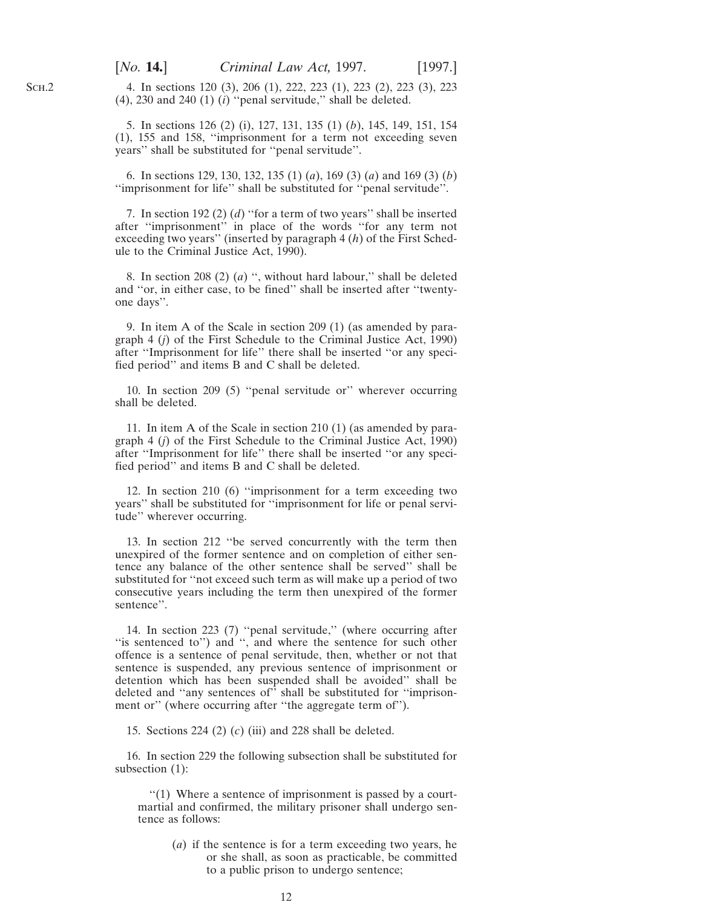4. In sections 120 (3), 206 (1), 222, 223 (1), 223 (2), 223 (3), 223 (4), 230 and 240 (1) (*i*) ''penal servitude,'' shall be deleted.

5. In sections 126 (2) (i), 127, 131, 135 (1) (*b*), 145, 149, 151, 154 (1), 155 and 158, ''imprisonment for a term not exceeding seven years'' shall be substituted for ''penal servitude''.

6. In sections 129, 130, 132, 135 (1) (*a*), 169 (3) (*a*) and 169 (3) (*b*) ''imprisonment for life'' shall be substituted for ''penal servitude''.

7. In section 192 (2) (*d*) ''for a term of two years'' shall be inserted after ''imprisonment'' in place of the words ''for any term not exceeding two years'' (inserted by paragraph 4 (*h*) of the First Schedule to the Criminal Justice Act, 1990).

8. In section 208 (2) (*a*) '', without hard labour,'' shall be deleted and ''or, in either case, to be fined'' shall be inserted after ''twenty-one days''.

9. In item A of the Scale in section 209 (1) (as amended by paragraph 4 (*j*) of the First Schedule to the Criminal Justice Act, 1990) after ''Imprisonment for life'' there shall be inserted ''or any specified period'' and items B and C shall be deleted.

10. In section 209 (5) ''penal servitude or'' wherever occurring shall be deleted.

11. In item A of the Scale in section 210 (1) (as amended by paragraph 4 (*j*) of the First Schedule to the Criminal Justice Act, 1990) after ''Imprisonment for life'' there shall be inserted ''or any specified period'' and items B and C shall be deleted.

12. In section 210 (6) ''imprisonment for a term exceeding two years'' shall be substituted for ''imprisonment for life or penal servitude'' wherever occurring.

13. In section 212 ''be served concurrently with the term then unexpired of the former sentence and on completion of either sentence any balance of the other sentence shall be served'' shall be substituted for ''not exceed such term as will make up a period of two consecutive years including the term then unexpired of the former sentence''.

14. In section 223 (7) ''penal servitude,'' (where occurring after ''is sentenced to'') and '', and where the sentence for such other offence is a sentence of penal servitude, then, whether or not that sentence is suspended, any previous sentence of imprisonment or detention which has been suspended shall be avoided'' shall be deleted and ''any sentences of'' shall be substituted for ''imprisonment or'' (where occurring after ''the aggregate term of'').

15. Sections 224 (2) (*c*) (iii) and 228 shall be deleted.

16. In section 229 the following subsection shall be substituted for subsection (1):

> ''(1) Where a sentence of imprisonment is passed by a court-martial and confirmed, the military prisoner shall undergo sentence as follows:
>
> (*a*) if the sentence is for a term exceeding two years, he or she shall, as soon as practicable, be committed to a public prison to undergo sentence;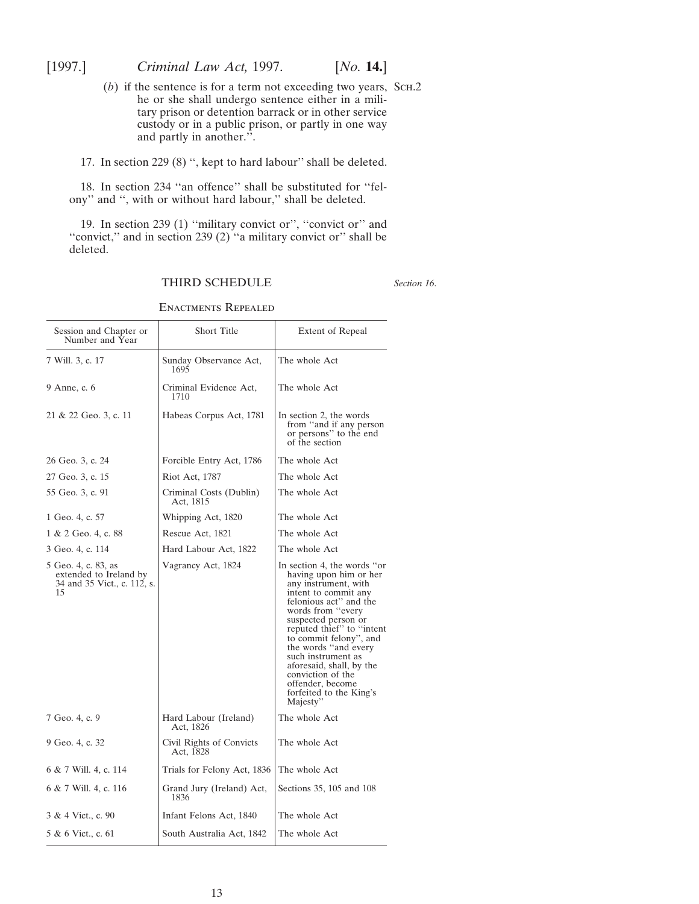(*b*) if the sentence is for a term not exceeding two years, he or she shall undergo sentence either in a military prison or detention barrack or in other service custody or in a public prison, or partly in one way and partly in another.''.

Sch.2

17. In section 229 (8) '', kept to hard labour'' shall be deleted.

18. In section 234 ''an offence'' shall be substituted for ''felony'' and '', with or without hard labour,'' shall be deleted.

19. In section 239 (1) ''military convict or'', ''convict or'' and ''convict,'' and in section 239 (2) ''a military convict or'' shall be deleted.

## THIRD SCHEDULE

*Section 16.*

### Enactments Repealed

| Session and Chapter or Number and Year | Short Title | Extent of Repeal |
|---|---|---|
| 7 Will. 3, c. 17 | Sunday Observance Act, 1695 | The whole Act |
| 9 Anne, c. 6 | Criminal Evidence Act, 1710 | The whole Act |
| 21 & 22 Geo. 3, c. 11 | Habeas Corpus Act, 1781 | In section 2, the words from ''and if any person or persons'' to the end of the section |
| 26 Geo. 3, c. 24 | Forcible Entry Act, 1786 | The whole Act |
| 27 Geo. 3, c. 15 | Riot Act, 1787 | The whole Act |
| 55 Geo. 3, c. 91 | Criminal Costs (Dublin) Act, 1815 | The whole Act |
| 1 Geo. 4, c. 57 | Whipping Act, 1820 | The whole Act |
| 1 & 2 Geo. 4, c. 88 | Rescue Act, 1821 | The whole Act |
| 3 Geo. 4, c. 114 | Hard Labour Act, 1822 | The whole Act |
| 5 Geo. 4, c. 83, as extended to Ireland by 34 and 35 Vict., c. 112, s. 15 | Vagrancy Act, 1824 | In section 4, the words ''or having upon him or her any instrument, with intent to commit any felonious act'' and the words from ''every suspected person or reputed thief'' to ''intent to commit felony'', and the words ''and every such instrument as aforesaid, shall, by the conviction of the offender, become forfeited to the King's Majesty'' |
| 7 Geo. 4, c. 9 | Hard Labour (Ireland) Act, 1826 | The whole Act |
| 9 Geo. 4, c. 32 | Civil Rights of Convicts Act, 1828 | The whole Act |
| 6 & 7 Will. 4, c. 114 | Trials for Felony Act, 1836 | The whole Act |
| 6 & 7 Will. 4, c. 116 | Grand Jury (Ireland) Act, 1836 | Sections 35, 105 and 108 |
| 3 & 4 Vict., c. 90 | Infant Felons Act, 1840 | The whole Act |
| 5 & 6 Vict., c. 61 | South Australia Act, 1842 | The whole Act |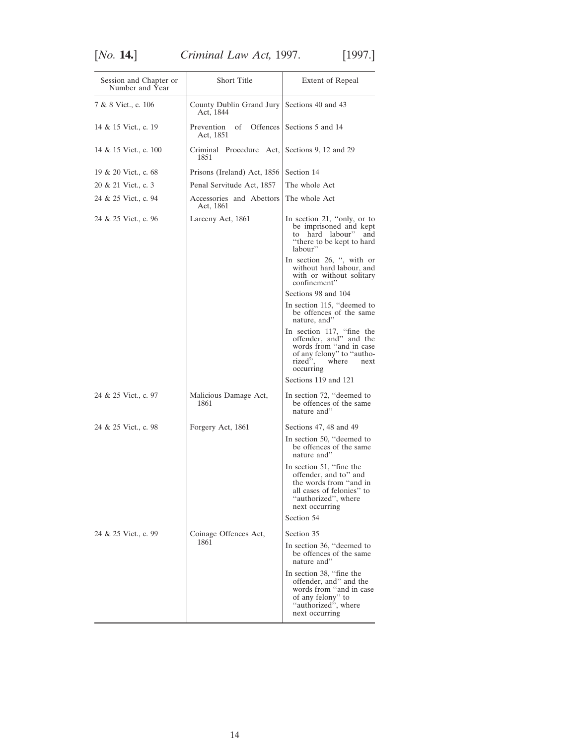| Session and Chapter or Number and Year | Short Title | Extent of Repeal |
|---|---|---|
| 7 & 8 Vict., c. 106 | County Dublin Grand Jury Act, 1844 | Sections 40 and 43 |
| 14 & 15 Vict., c. 19 | Prevention of Offences Act, 1851 | Sections 5 and 14 |
| 14 & 15 Vict., c. 100 | Criminal Procedure Act, 1851 | Sections 9, 12 and 29 |
| 19 & 20 Vict., c. 68 | Prisons (Ireland) Act, 1856 | Section 14 |
| 20 & 21 Vict., c. 3 | Penal Servitude Act, 1857 | The whole Act |
| 24 & 25 Vict., c. 94 | Accessories and Abettors Act, 1861 | The whole Act |
| 24 & 25 Vict., c. 96 | Larceny Act, 1861 | In section 21, ''only, or to be imprisoned and kept to hard labour'' and ''there to be kept to hard labour'' |
| | | In section 26, '', with or without hard labour, and with or without solitary confinement'' |
| | | Sections 98 and 104 |
| | | In section 115, ''deemed to be offences of the same nature, and'' |
| | | In section 117, ''fine the offender, and'' and the words from ''and in case of any felony'' to ''authorized'', where next occurring |
| | | Sections 119 and 121 |
| 24 & 25 Vict., c. 97 | Malicious Damage Act, 1861 | In section 72, ''deemed to be offences of the same nature and'' |
| 24 & 25 Vict., c. 98 | Forgery Act, 1861 | Sections 47, 48 and 49 |
| | | In section 50, ''deemed to be offences of the same nature and'' |
| | | In section 51, ''fine the offender, and to'' and the words from ''and in all cases of felonies'' to ''authorized'', where next occurring |
| | | Section 54 |
| 24 & 25 Vict., c. 99 | Coinage Offences Act, 1861 | Section 35 |
| | | In section 36, ''deemed to be offences of the same nature and'' |
| | | In section 38, ''fine the offender, and'' and the words from ''and in case of any felony'' to ''authorized'', where next occurring |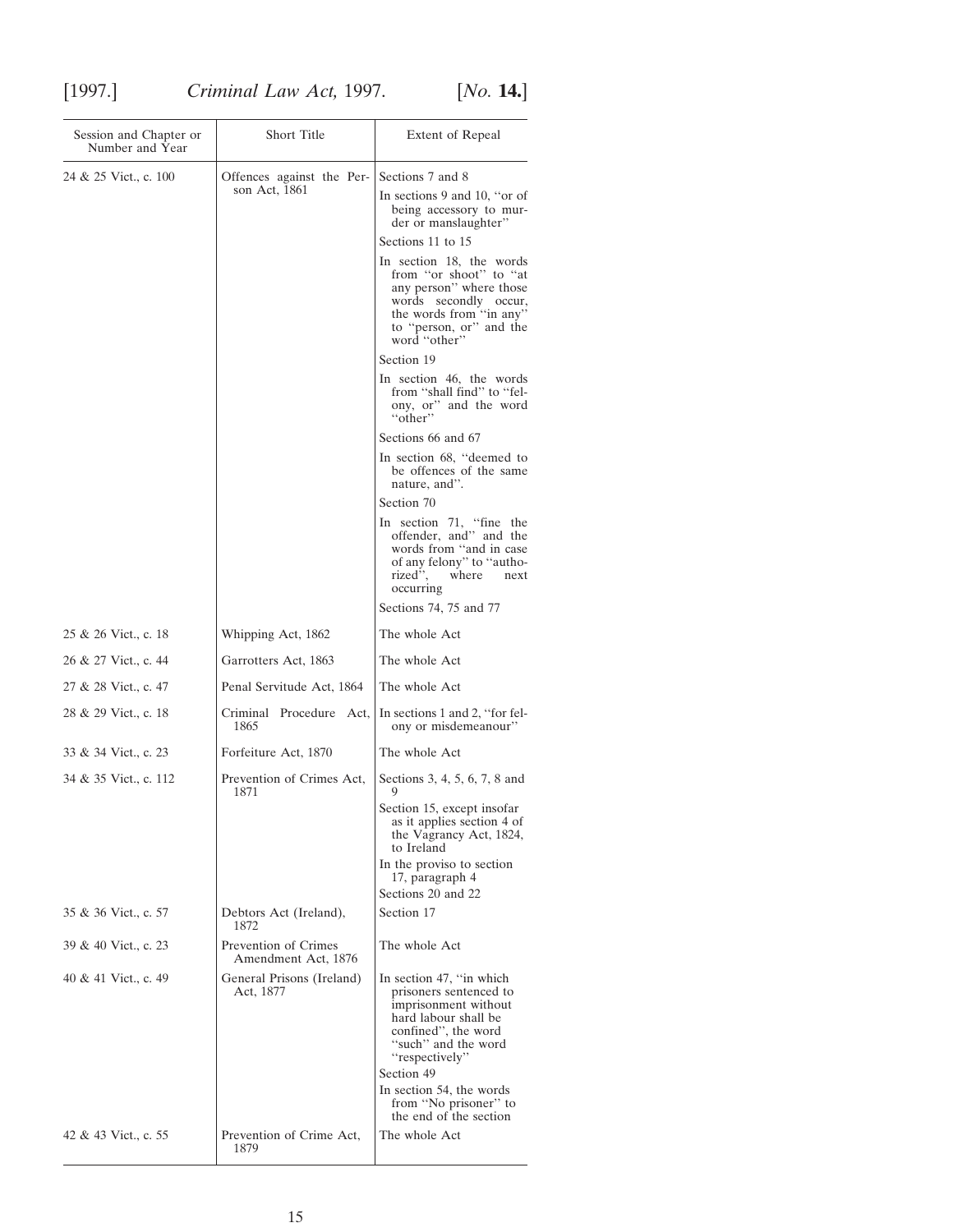| Session and Chapter or Number and Year | Short Title | Extent of Repeal |
|---|---|---|
| 24 & 25 Vict., c. 100 | Offences against the Person Act, 1861 | Sections 7 and 8 |
| | | In sections 9 and 10, ‘‘or of being accessory to murder or manslaughter’’ |
| | | Sections 11 to 15 |
| | | In section 18, the words from ‘‘or shoot’’ to ‘‘at any person’’ where those words secondly occur, the words from ‘‘in any’’ to ‘‘person, or’’ and the word ‘‘other’’ |
| | | Section 19 |
| | | In section 46, the words from ‘‘shall find’’ to ‘‘felony, or’’ and the word ‘‘other’’ |
| | | Sections 66 and 67 |
| | | In section 68, ‘‘deemed to be offences of the same nature, and’’. |
| | | Section 70 |
| | | In section 71, ‘‘fine the offender, and’’ and the words from ‘‘and in case of any felony’’ to ‘‘authorized’’, where next occurring |
| | | Sections 74, 75 and 77 |
| 25 & 26 Vict., c. 18 | Whipping Act, 1862 | The whole Act |
| 26 & 27 Vict., c. 44 | Garrotters Act, 1863 | The whole Act |
| 27 & 28 Vict., c. 47 | Penal Servitude Act, 1864 | The whole Act |
| 28 & 29 Vict., c. 18 | Criminal Procedure Act, 1865 | In sections 1 and 2, ‘‘for felony or misdemeanour’’ |
| 33 & 34 Vict., c. 23 | Forfeiture Act, 1870 | The whole Act |
| 34 & 35 Vict., c. 112 | Prevention of Crimes Act, 1871 | Sections 3, 4, 5, 6, 7, 8 and 9 |
| | | Section 15, except insofar as it applies section 4 of the Vagrancy Act, 1824, to Ireland |
| | | In the proviso to section 17, paragraph 4 |
| | | Sections 20 and 22 |
| 35 & 36 Vict., c. 57 | Debtors Act (Ireland), 1872 | Section 17 |
| 39 & 40 Vict., c. 23 | Prevention of Crimes Amendment Act, 1876 | The whole Act |
| 40 & 41 Vict., c. 49 | General Prisons (Ireland) Act, 1877 | In section 47, ‘‘in which prisoners sentenced to imprisonment without hard labour shall be confined’’, the word ‘‘such’’ and the word ‘‘respectively’’ |
| | | Section 49 |
| | | In section 54, the words from ‘‘No prisoner’’ to the end of the section |
| 42 & 43 Vict., c. 55 | Prevention of Crime Act, 1879 | The whole Act |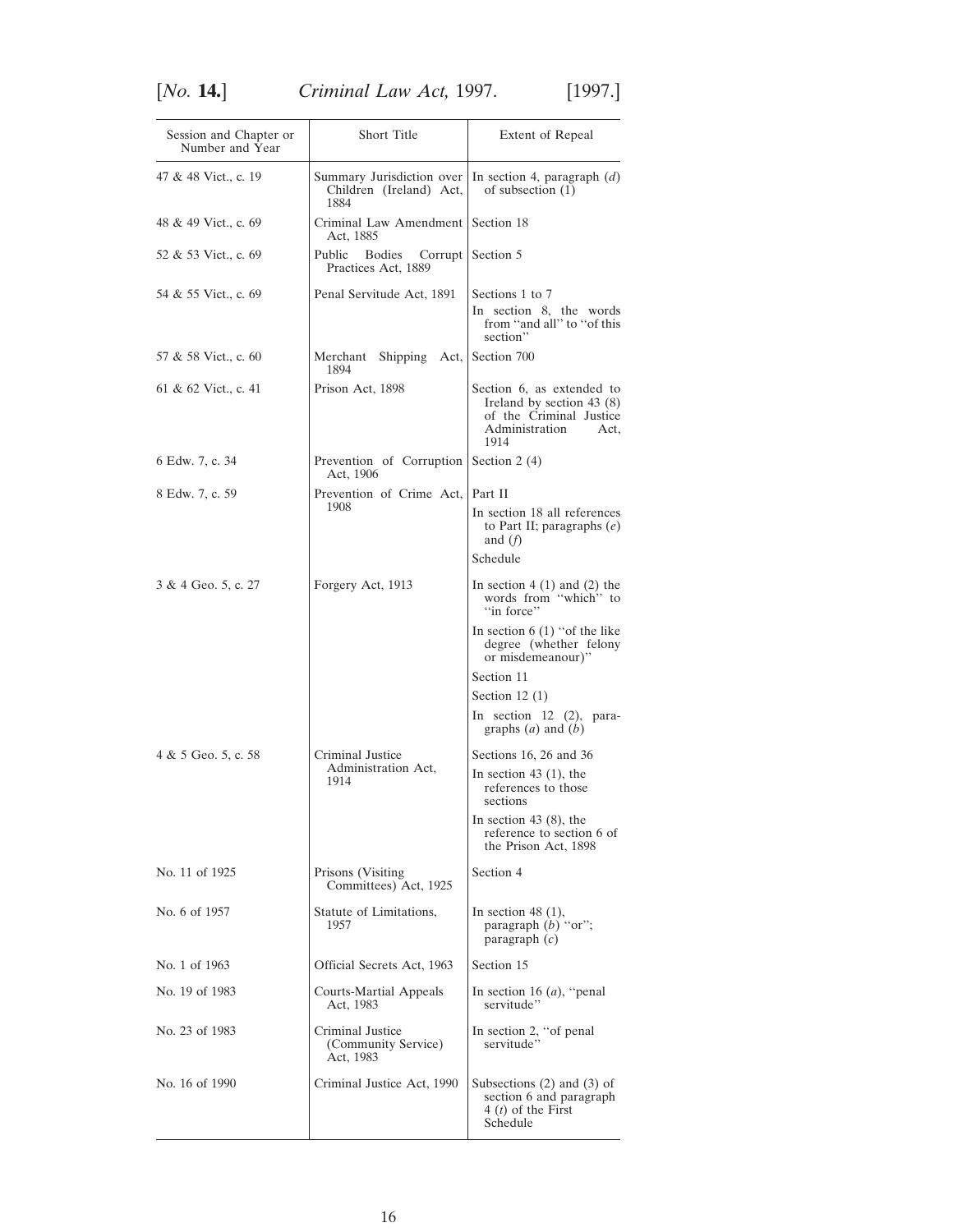| Session and Chapter or Number and Year | Short Title | Extent of Repeal |
|---|---|---|
| 47 & 48 Vict., c. 19 | Summary Jurisdiction over Children (Ireland) Act, 1884 | In section 4, paragraph (*d*) of subsection (1) |
| 48 & 49 Vict., c. 69 | Criminal Law Amendment Act, 1885 | Section 18 |
| 52 & 53 Vict., c. 69 | Public Bodies Corrupt Practices Act, 1889 | Section 5 |
| 54 & 55 Vict., c. 69 | Penal Servitude Act, 1891 | Sections 1 to 7<br>In section 8, the words from ‘‘and all’’ to ‘‘of this section’’ |
| 57 & 58 Vict., c. 60 | Merchant Shipping Act, 1894 | Section 700 |
| 61 & 62 Vict., c. 41 | Prison Act, 1898 | Section 6, as extended to Ireland by section 43 (8) of the Criminal Justice Administration Act, 1914 |
| 6 Edw. 7, c. 34 | Prevention of Corruption Act, 1906 | Section 2 (4) |
| 8 Edw. 7, c. 59 | Prevention of Crime Act, 1908 | Part II<br>In section 18 all references to Part II; paragraphs (*e*) and (*f*)<br>Schedule |
| 3 & 4 Geo. 5, c. 27 | Forgery Act, 1913 | In section 4 (1) and (2) the words from ‘‘which’’ to ‘‘in force’’<br>In section 6 (1) ‘‘of the like degree (whether felony or misdemeanour)’’<br>Section 11<br>Section 12 (1)<br>In section 12 (2), paragraphs (*a*) and (*b*) |
| 4 & 5 Geo. 5, c. 58 | Criminal Justice Administration Act, 1914 | Sections 16, 26 and 36<br>In section 43 (1), the references to those sections<br>In section 43 (8), the reference to section 6 of the Prison Act, 1898 |
| No. 11 of 1925 | Prisons (Visiting Committees) Act, 1925 | Section 4 |
| No. 6 of 1957 | Statute of Limitations, 1957 | In section 48 (1), paragraph (*b*) ‘‘or’’; paragraph (*c*) |
| No. 1 of 1963 | Official Secrets Act, 1963 | Section 15 |
| No. 19 of 1983 | Courts-Martial Appeals Act, 1983 | In section 16 (*a*), ‘‘penal servitude’’ |
| No. 23 of 1983 | Criminal Justice (Community Service) Act, 1983 | In section 2, ‘‘of penal servitude’’ |
| No. 16 of 1990 | Criminal Justice Act, 1990 | Subsections (2) and (3) of section 6 and paragraph 4 (*t*) of the First Schedule |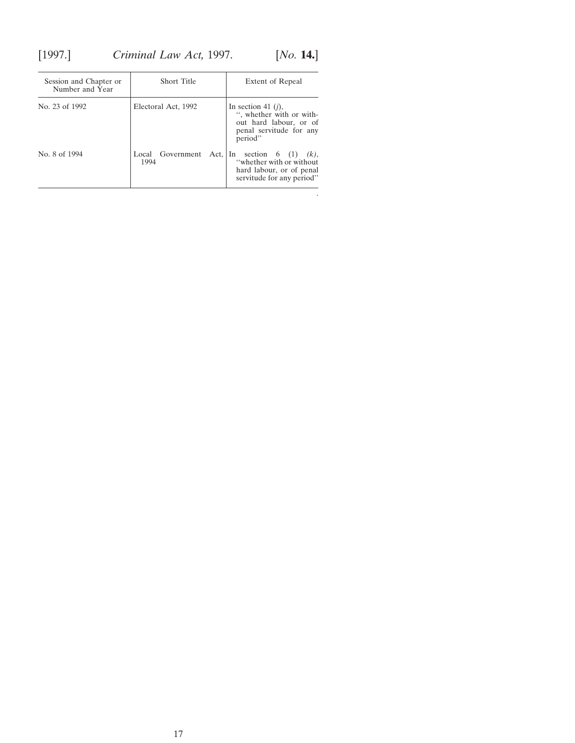| Session and Chapter or Number and Year | Short Title | Extent of Repeal |
| --- | --- | --- |
| No. 23 of 1992 | Electoral Act, 1992 | In section 41 (*j*), '', whether with or without hard labour, or of penal servitude for any period'' |
| No. 8 of 1994 | Local Government Act, 1994 | In section 6 (1) *(k)*, ''whether with or without hard labour, or of penal servitude for any period'' |

.